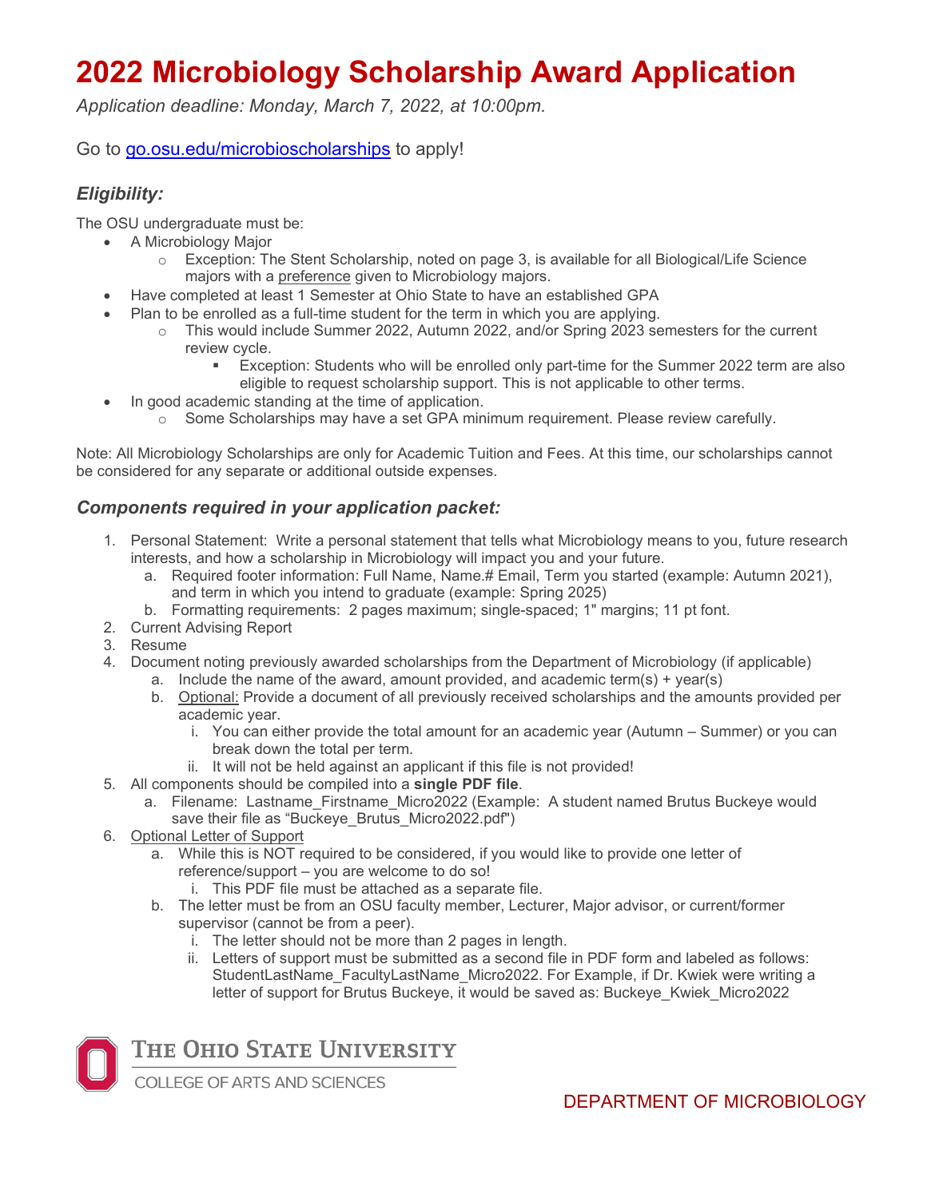# 2022 Microbiology Scholarship Award Application

*Application deadline: Monday, March 7, 2022, at 10:00pm.*

Go to [go.osu.edu/microbioscholarships](go.osu.edu/microbioscholarships) to apply!

### *Eligibility:*

The OSU undergraduate must be:

- A Microbiology Major
    - Exception: The Stent Scholarship, noted on page 3, is available for all Biological/Life Science majors with a preference given to Microbiology majors.
- Have completed at least 1 Semester at Ohio State to have an established GPA
- Plan to be enrolled as a full-time student for the term in which you are applying.
    - This would include Summer 2022, Autumn 2022, and/or Spring 2023 semesters for the current review cycle.
        - Exception: Students who will be enrolled only part-time for the Summer 2022 term are also eligible to request scholarship support. This is not applicable to other terms.
- In good academic standing at the time of application.
    - Some Scholarships may have a set GPA minimum requirement. Please review carefully.

Note: All Microbiology Scholarships are only for Academic Tuition and Fees. At this time, our scholarships cannot be considered for any separate or additional outside expenses.

### *Components required in your application packet:*

1. Personal Statement: Write a personal statement that tells what Microbiology means to you, future research interests, and how a scholarship in Microbiology will impact you and your future.
    a. Required footer information: Full Name, Name.# Email, Term you started (example: Autumn 2021), and term in which you intend to graduate (example: Spring 2025)
    b. Formatting requirements: 2 pages maximum; single-spaced; 1" margins; 11 pt font.
2. Current Advising Report
3. Resume
4. Document noting previously awarded scholarships from the Department of Microbiology (if applicable)
    a. Include the name of the award, amount provided, and academic term(s) + year(s)
    b. Optional: Provide a document of all previously received scholarships and the amounts provided per academic year.
        i. You can either provide the total amount for an academic year (Autumn – Summer) or you can break down the total per term.
        ii. It will not be held against an applicant if this file is not provided!
5. All components should be compiled into a **single PDF file**.
    a. Filename: Lastname_Firstname_Micro2022 (Example: A student named Brutus Buckeye would save their file as "Buckeye_Brutus_Micro2022.pdf")
6. Optional Letter of Support
    a. While this is NOT required to be considered, if you would like to provide one letter of reference/support – you are welcome to do so!
        i. This PDF file must be attached as a separate file.
    b. The letter must be from an OSU faculty member, Lecturer, Major advisor, or current/former supervisor (cannot be from a peer).
        i. The letter should not be more than 2 pages in length.
        ii. Letters of support must be submitted as a second file in PDF form and labeled as follows: StudentLastName_FacultyLastName_Micro2022. For Example, if Dr. Kwiek were writing a letter of support for Brutus Buckeye, it would be saved as: Buckeye_Kwiek_Micro2022

The Ohio State University
College of Arts and Sciences

DEPARTMENT OF MICROBIOLOGY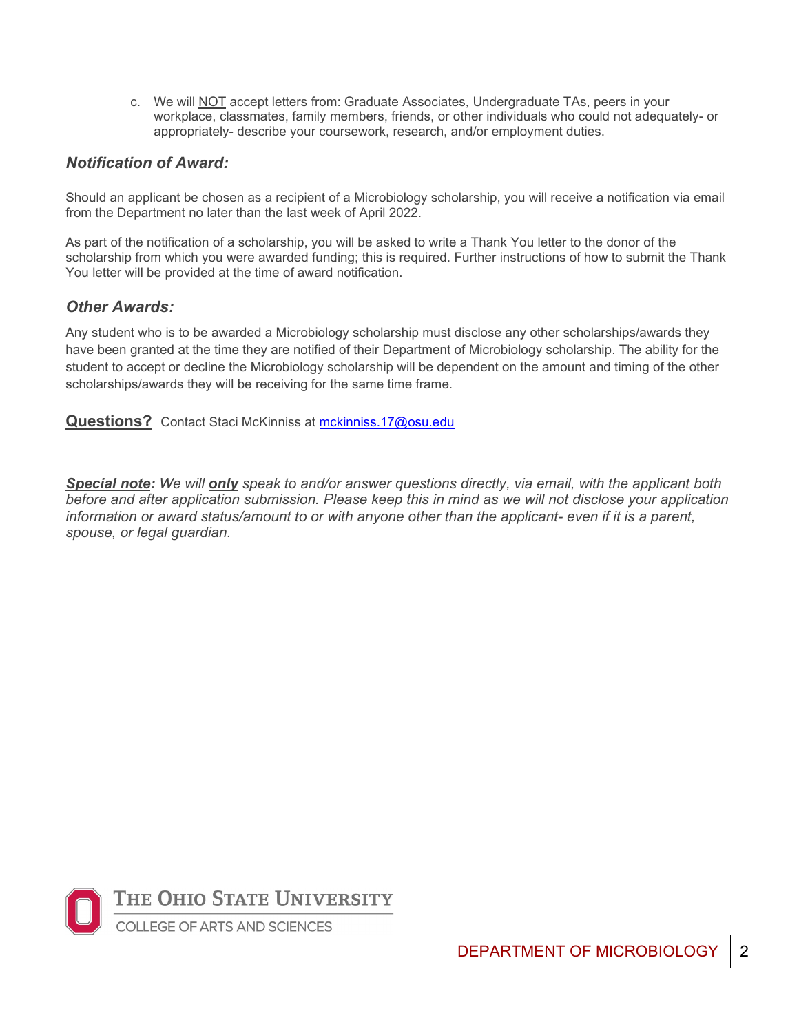c. We will NOT accept letters from: Graduate Associates, Undergraduate TAs, peers in your workplace, classmates, family members, friends, or other individuals who could not adequately- or appropriately- describe your coursework, research, and/or employment duties.

### *Notification of Award:*

Should an applicant be chosen as a recipient of a Microbiology scholarship, you will receive a notification via email from the Department no later than the last week of April 2022.

As part of the notification of a scholarship, you will be asked to write a Thank You letter to the donor of the scholarship from which you were awarded funding; this is required. Further instructions of how to submit the Thank You letter will be provided at the time of award notification.

### *Other Awards:*

Any student who is to be awarded a Microbiology scholarship must disclose any other scholarships/awards they have been granted at the time they are notified of their Department of Microbiology scholarship. The ability for the student to accept or decline the Microbiology scholarship will be dependent on the amount and timing of the other scholarships/awards they will be receiving for the same time frame.

**Questions?** Contact Staci McKinniss at mckinniss.17@osu.edu

***Special note:*** *We will* ***only*** *speak to and/or answer questions directly, via email, with the applicant both before and after application submission. Please keep this in mind as we will not disclose your application information or award status/amount to or with anyone other than the applicant- even if it is a parent, spouse, or legal guardian.*

The Ohio State University
College of Arts and Sciences

DEPARTMENT OF MICROBIOLOGY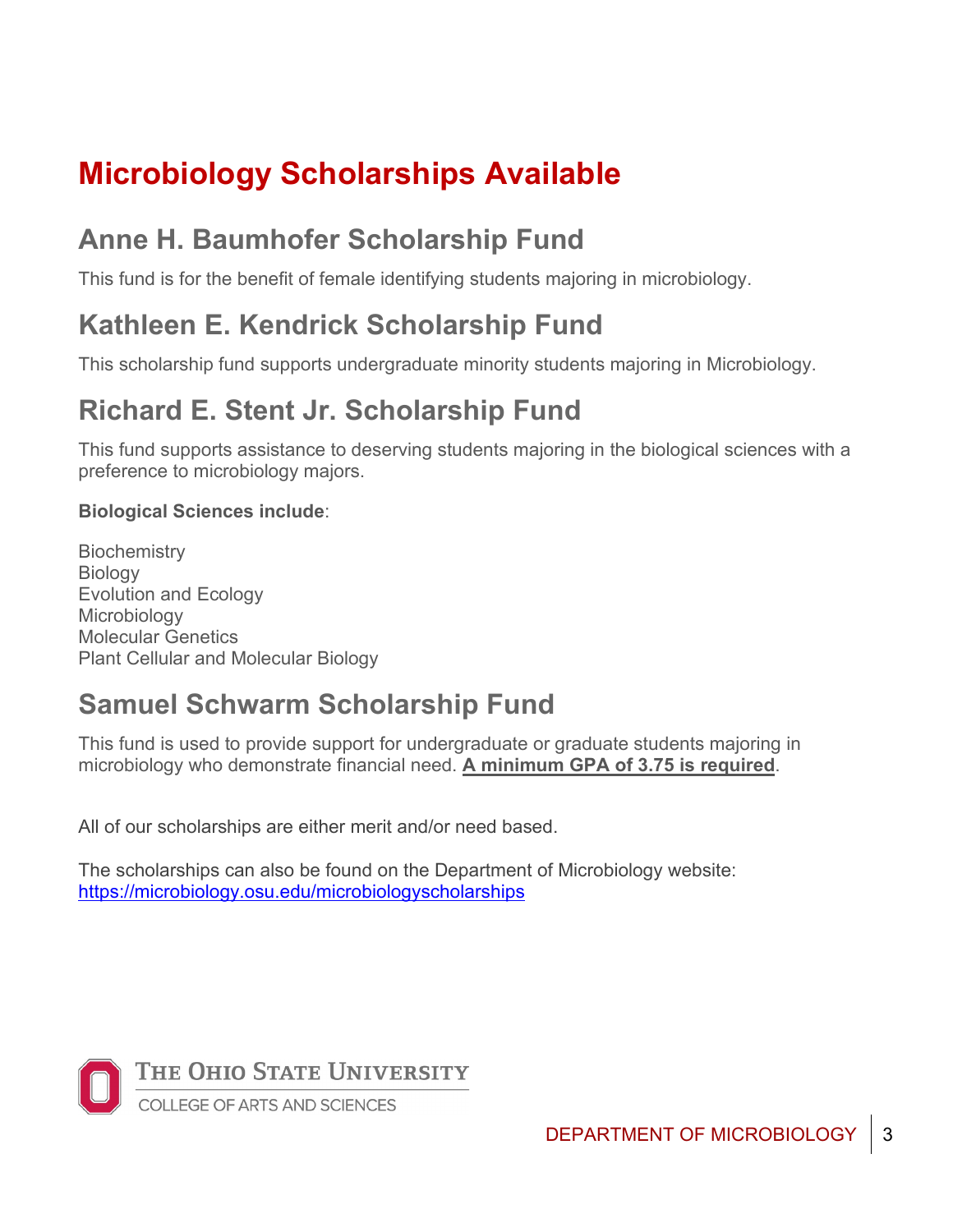# Microbiology Scholarships Available

## Anne H. Baumhofer Scholarship Fund

This fund is for the benefit of female identifying students majoring in microbiology.

## Kathleen E. Kendrick Scholarship Fund

This scholarship fund supports undergraduate minority students majoring in Microbiology.

## Richard E. Stent Jr. Scholarship Fund

This fund supports assistance to deserving students majoring in the biological sciences with a preference to microbiology majors.

**Biological Sciences include**:

Biochemistry
Biology
Evolution and Ecology
Microbiology
Molecular Genetics
Plant Cellular and Molecular Biology

## Samuel Schwarm Scholarship Fund

This fund is used to provide support for undergraduate or graduate students majoring in microbiology who demonstrate financial need. **A minimum GPA of 3.75 is required**.

All of our scholarships are either merit and/or need based.

The scholarships can also be found on the Department of Microbiology website:
https://microbiology.osu.edu/microbiologyscholarships

The Ohio State University
College of Arts and Sciences

Department of Microbiology